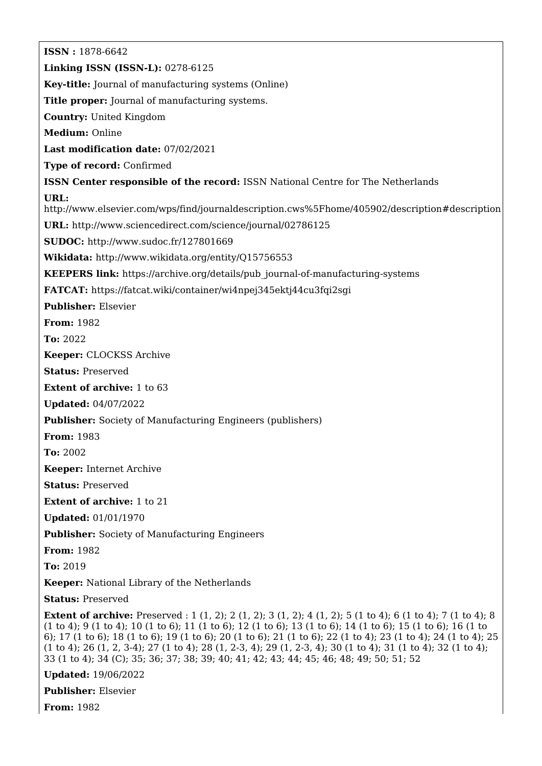**ISSN :** 1878-6642

**Linking ISSN (ISSN-L):** 0278-6125

**Key-title:** Journal of manufacturing systems (Online)

**Title proper:** Journal of manufacturing systems.

**Country:** United Kingdom

**Medium:** Online

**Last modification date:** 07/02/2021

**Type of record:** Confirmed

**ISSN Center responsible of the record:** ISSN National Centre for The Netherlands

**URL:** http://www.elsevier.com/wps/find/journaldescription.cws%5Fhome/405902/description#description

**URL:** http://www.sciencedirect.com/science/journal/02786125

**SUDOC:** http://www.sudoc.fr/127801669

**Wikidata:** http://www.wikidata.org/entity/Q15756553

**KEEPERS link:** https://archive.org/details/pub_journal-of-manufacturing-systems

**FATCAT:** https://fatcat.wiki/container/wi4npej345ektj44cu3fqi2sgi

**Publisher:** Elsevier

**From:** 1982

**To:** 2022

**Keeper:** CLOCKSS Archive

**Status:** Preserved

**Extent of archive:** 1 to 63

**Updated:** 04/07/2022

**Publisher:** Society of Manufacturing Engineers (publishers)

**From:** 1983

**To:** 2002

**Keeper:** Internet Archive

**Status:** Preserved

**Extent of archive:** 1 to 21

**Updated:** 01/01/1970

**Publisher:** Society of Manufacturing Engineers

**From:** 1982

**To:** 2019

**Keeper:** National Library of the Netherlands

**Status:** Preserved

**Extent of archive:** Preserved : 1 (1, 2); 2 (1, 2); 3 (1, 2); 4 (1, 2); 5 (1 to 4); 6 (1 to 4); 7 (1 to 4); 8 (1 to 4); 9 (1 to 4); 10 (1 to 6); 11 (1 to 6); 12 (1 to 6); 13 (1 to 6); 14 (1 to 6); 15 (1 to 6); 16 (1 to 6); 17 (1 to 6); 18 (1 to 6); 19 (1 to 6); 20 (1 to 6); 21 (1 to 6); 22 (1 to 4); 23 (1 to 4); 24 (1 to 4); 25 (1 to 4); 26 (1, 2, 3-4); 27 (1 to 4); 28 (1, 2-3, 4); 29 (1, 2-3, 4); 30 (1 to 4); 31 (1 to 4); 32 (1 to 4); 33 (1 to 4); 34 (C); 35; 36; 37; 38; 39; 40; 41; 42; 43; 44; 45; 46; 48; 49; 50; 51; 52

**Updated:** 19/06/2022

**Publisher:** Elsevier

**From:** 1982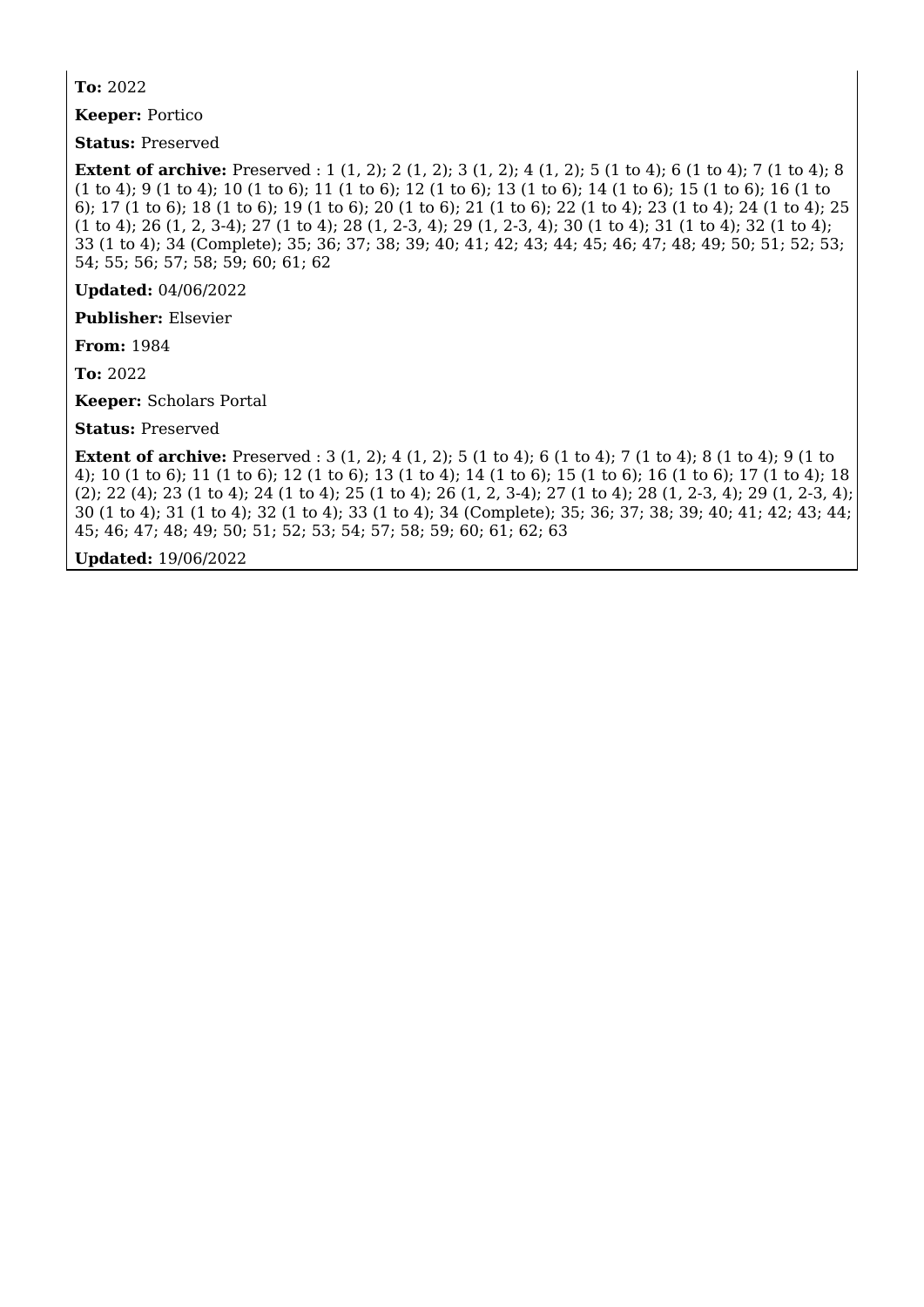**To:** 2022

**Keeper:** Portico

**Status:** Preserved

**Extent of archive:** Preserved : 1 (1, 2); 2 (1, 2); 3 (1, 2); 4 (1, 2); 5 (1 to 4); 6 (1 to 4); 7 (1 to 4); 8 (1 to 4); 9 (1 to 4); 10 (1 to 6); 11 (1 to 6); 12 (1 to 6); 13 (1 to 6); 14 (1 to 6); 15 (1 to 6); 16 (1 to 6); 17 (1 to 6); 18 (1 to 6); 19 (1 to 6); 20 (1 to 6); 21 (1 to 6); 22 (1 to 4); 23 (1 to 4); 24 (1 to 4); 25 (1 to 4); 26 (1, 2, 3-4); 27 (1 to 4); 28 (1, 2-3, 4); 29 (1, 2-3, 4); 30 (1 to 4); 31 (1 to 4); 32 (1 to 4); 33 (1 to 4); 34 (Complete); 35; 36; 37; 38; 39; 40; 41; 42; 43; 44; 45; 46; 47; 48; 49; 50; 51; 52; 53; 54; 55; 56; 57; 58; 59; 60; 61; 62

**Updated:** 04/06/2022

**Publisher:** Elsevier

**From:** 1984

**To:** 2022

**Keeper:** Scholars Portal

**Status:** Preserved

**Extent of archive:** Preserved : 3 (1, 2); 4 (1, 2); 5 (1 to 4); 6 (1 to 4); 7 (1 to 4); 8 (1 to 4); 9 (1 to 4); 10 (1 to 6); 11 (1 to 6); 12 (1 to 6); 13 (1 to 4); 14 (1 to 6); 15 (1 to 6); 16 (1 to 6); 17 (1 to 4); 18 (2); 22 (4); 23 (1 to 4); 24 (1 to 4); 25 (1 to 4); 26 (1, 2, 3-4); 27 (1 to 4); 28 (1, 2-3, 4); 29 (1, 2-3, 4); 30 (1 to 4); 31 (1 to 4); 32 (1 to 4); 33 (1 to 4); 34 (Complete); 35; 36; 37; 38; 39; 40; 41; 42; 43; 44; 45; 46; 47; 48; 49; 50; 51; 52; 53; 54; 57; 58; 59; 60; 61; 62; 63

**Updated:** 19/06/2022